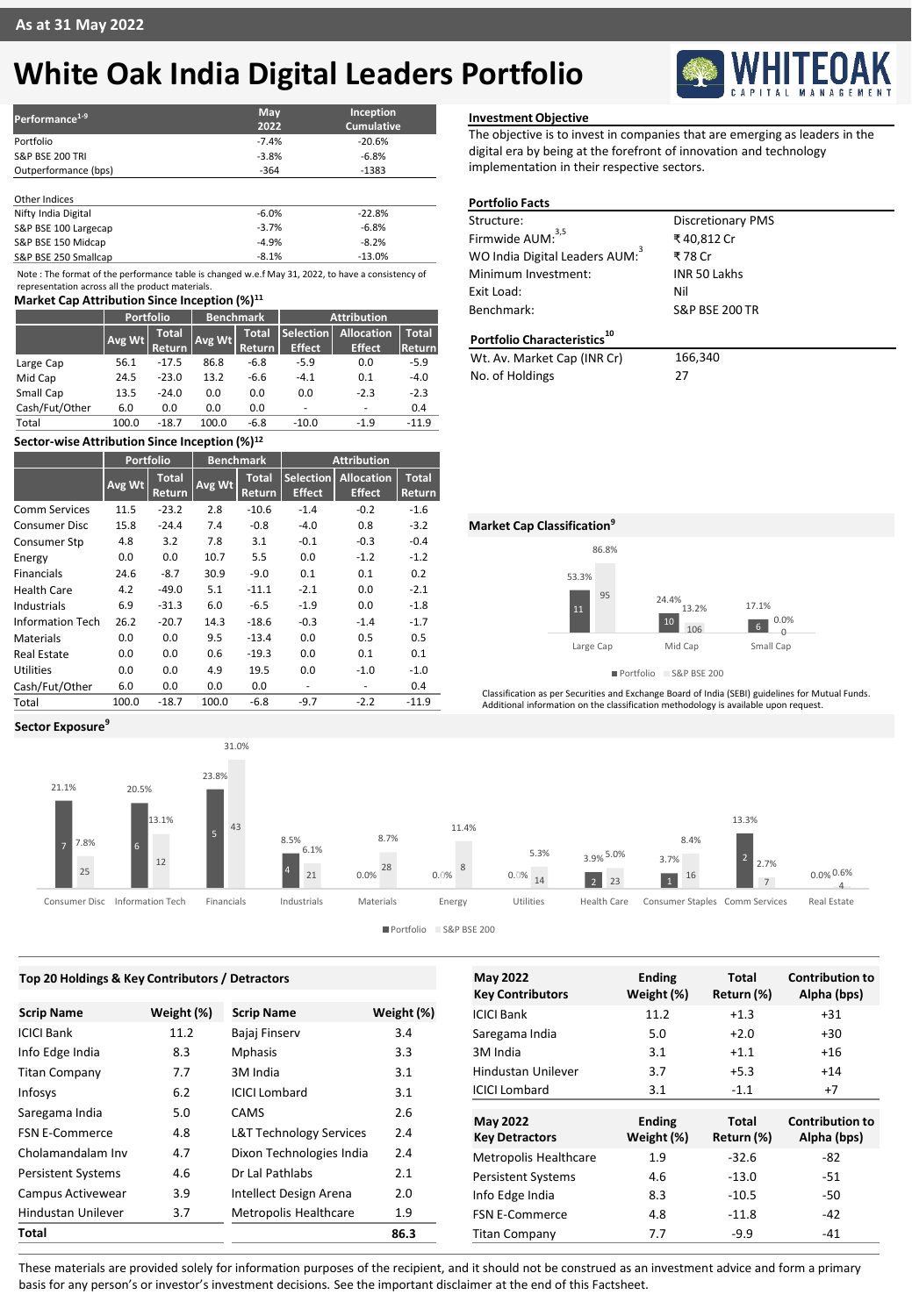As at 31 May 2022

# White Oak India Digital Leaders Portfolio

| Performance[1-9] | May 2022 | Inception Cumulative |
|---|---|---|
| Portfolio | -7.4% | -20.6% |
| S&P BSE 200 TRI | -3.8% | -6.8% |
| Outperformance (bps) | -364 | -1383 |

| Other Indices | | |
|---|---|---|
| Nifty India Digital | -6.0% | -22.8% |
| S&P BSE 100 Largecap | -3.7% | -6.8% |
| S&P BSE 150 Midcap | -4.9% | -8.2% |
| S&P BSE 250 Smallcap | -8.1% | -13.0% |

Note : The format of the performance table is changed w.e.f May 31, 2022, to have a consistency of representation across all the product materials.

### Market Cap Attribution Since Inception (%)[11]

| | Portfolio | | Benchmark | | Attribution | | |
|---|---|---|---|---|---|---|---|
| | Avg Wt | Total Return | Avg Wt | Total Return | Selection Effect | Allocation Effect | Total Return |
| Large Cap | 56.1 | -17.5 | 86.8 | -6.8 | -5.9 | 0.0 | -5.9 |
| Mid Cap | 24.5 | -23.0 | 13.2 | -6.6 | -4.1 | 0.1 | -4.0 |
| Small Cap | 13.5 | -24.0 | 0.0 | 0.0 | 0.0 | -2.3 | -2.3 |
| Cash/Fut/Other | 6.0 | 0.0 | 0.0 | 0.0 | - | - | 0.4 |
| Total | 100.0 | -18.7 | 100.0 | -6.8 | -10.0 | -1.9 | -11.9 |

### Sector-wise Attribution Since Inception (%)[12]

| | Portfolio | | Benchmark | | Attribution | | |
|---|---|---|---|---|---|---|---|
| | Avg Wt | Total Return | Avg Wt | Total Return | Selection Effect | Allocation Effect | Total Return |
| Comm Services | 11.5 | -23.2 | 2.8 | -10.6 | -1.4 | -0.2 | -1.6 |
| Consumer Disc | 15.8 | -24.4 | 7.4 | -0.8 | -4.0 | 0.8 | -3.2 |
| Consumer Stp | 4.8 | 3.2 | 7.8 | 3.1 | -0.1 | -0.3 | -0.4 |
| Energy | 0.0 | 0.0 | 10.7 | 5.5 | 0.0 | -1.2 | -1.2 |
| Financials | 24.6 | -8.7 | 30.9 | -9.0 | 0.1 | 0.1 | 0.2 |
| Health Care | 4.2 | -49.0 | 5.1 | -11.1 | -2.1 | 0.0 | -2.1 |
| Industrials | 6.9 | -31.3 | 6.0 | -6.5 | -1.9 | 0.0 | -1.8 |
| Information Tech | 26.2 | -20.7 | 14.3 | -18.6 | -0.3 | -1.4 | -1.7 |
| Materials | 0.0 | 0.0 | 9.5 | -13.4 | 0.0 | 0.5 | 0.5 |
| Real Estate | 0.0 | 0.0 | 0.6 | -19.3 | 0.0 | 0.1 | 0.1 |
| Utilities | 0.0 | 0.0 | 4.9 | 19.5 | 0.0 | -1.0 | -1.0 |
| Cash/Fut/Other | 6.0 | 0.0 | 0.0 | 0.0 | - | - | 0.4 |
| Total | 100.0 | -18.7 | 100.0 | -6.8 | -9.7 | -2.2 | -11.9 |

### Investment Objective

The objective is to invest in companies that are emerging as leaders in the digital era by being at the forefront of innovation and technology implementation in their respective sectors.

### Portfolio Facts

| | |
|---|---|
| Structure: | Discretionary PMS |
| Firmwide AUM:[3,5] | ₹ 40,812 Cr |
| WO India Digital Leaders AUM:[3] | ₹ 78 Cr |
| Minimum Investment: | INR 50 Lakhs |
| Exit Load: | Nil |
| Benchmark: | S&P BSE 200 TR |

### Portfolio Characteristics[10]

| | |
|---|---|
| Wt. Av. Market Cap (INR Cr) | 166,340 |
| No. of Holdings | 27 |

### Market Cap Classification[9]

| | Portfolio | S&P BSE 200 |
|---|---|---|
| Large Cap | 53.3% (11) | 86.8% (95) |
| Mid Cap | 24.4% (10) | 13.2% (106) |
| Small Cap | 17.1% (6) | 0.0% (0) |

Classification as per Securities and Exchange Board of India (SEBI) guidelines for Mutual Funds. Additional information on the classification methodology is available upon request.

### Sector Exposure[9]

| Sector | Portfolio | S&P BSE 200 |
|---|---|---|
| Consumer Disc | 21.1% (7) | 7.8% (25) |
| Information Tech | 20.5% (6) | 13.1% (12) |
| Financials | 23.8% (5) | 31.0% (43) |
| Industrials | 8.5% (4) | 6.1% (21) |
| Materials | 0.0% | 8.7% (28) |
| Energy | 0.0% | 11.4% (8) |
| Utilities | 0.0% | 5.3% (14) |
| Health Care | 3.9% (2) | 5.0% (23) |
| Consumer Staples | 3.7% (1) | 8.4% (16) |
| Comm Services | 13.3% (2) | 2.7% (7) |
| Real Estate | 0.0% | 0.6% (4) |

### Top 20 Holdings & Key Contributors / Detractors

| Scrip Name | Weight (%) | Scrip Name | Weight (%) |
|---|---|---|---|
| ICICI Bank | 11.2 | Bajaj Finserv | 3.4 |
| Info Edge India | 8.3 | Mphasis | 3.3 |
| Titan Company | 7.7 | 3M India | 3.1 |
| Infosys | 6.2 | ICICI Lombard | 3.1 |
| Saregama India | 5.0 | CAMS | 2.6 |
| FSN E-Commerce | 4.8 | L&T Technology Services | 2.4 |
| Cholamandalam Inv | 4.7 | Dixon Technologies India | 2.4 |
| Persistent Systems | 4.6 | Dr Lal Pathlabs | 2.1 |
| Campus Activewear | 3.9 | Intellect Design Arena | 2.0 |
| Hindustan Unilever | 3.7 | Metropolis Healthcare | 1.9 |
| **Total** | | | **86.3** |

| May 2022 Key Contributors | Ending Weight (%) | Total Return (%) | Contribution to Alpha (bps) |
|---|---|---|---|
| ICICI Bank | 11.2 | +1.3 | +31 |
| Saregama India | 5.0 | +2.0 | +30 |
| 3M India | 3.1 | +1.1 | +16 |
| Hindustan Unilever | 3.7 | +5.3 | +14 |
| ICICI Lombard | 3.1 | -1.1 | +7 |

| May 2022 Key Detractors | Ending Weight (%) | Total Return (%) | Contribution to Alpha (bps) |
|---|---|---|---|
| Metropolis Healthcare | 1.9 | -32.6 | -82 |
| Persistent Systems | 4.6 | -13.0 | -51 |
| Info Edge India | 8.3 | -10.5 | -50 |
| FSN E-Commerce | 4.8 | -11.8 | -42 |
| Titan Company | 7.7 | -9.9 | -41 |

These materials are provided solely for information purposes of the recipient, and it should not be construed as an investment advice and form a primary basis for any person's or investor's investment decisions. See the important disclaimer at the end of this Factsheet.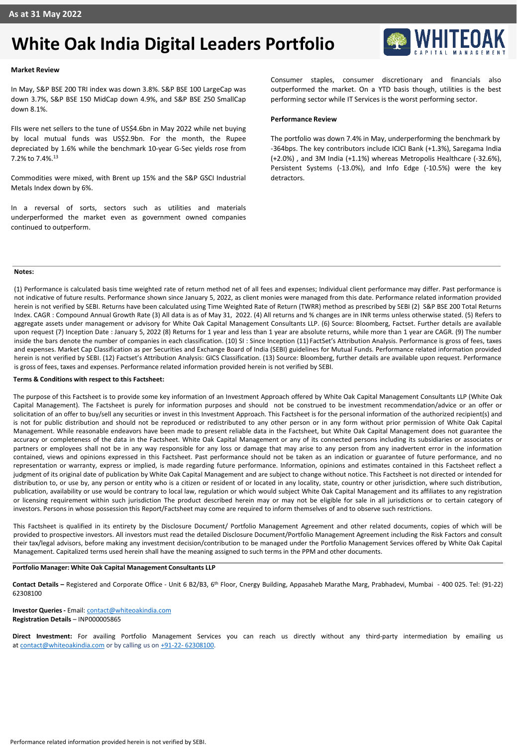As at 31 May 2022

# White Oak India Digital Leaders Portfolio

### Market Review

In May, S&P BSE 200 TRI index was down 3.8%. S&P BSE 100 LargeCap was down 3.7%, S&P BSE 150 MidCap down 4.9%, and S&P BSE 250 SmallCap down 8.1%.

FIIs were net sellers to the tune of US$4.6bn in May 2022 while net buying by local mutual funds was US$2.9bn. For the month, the Rupee depreciated by 1.6% while the benchmark 10-year G-Sec yields rose from 7.2% to 7.4%.[13]

Commodities were mixed, with Brent up 15% and the S&P GSCI Industrial Metals Index down by 6%.

In a reversal of sorts, sectors such as utilities and materials underperformed the market even as government owned companies continued to outperform.

Consumer staples, consumer discretionary and financials also outperformed the market. On a YTD basis though, utilities is the best performing sector while IT Services is the worst performing sector.

### Performance Review

The portfolio was down 7.4% in May, underperforming the benchmark by -364bps. The key contributors include ICICI Bank (+1.3%), Saregama India (+2.0%) , and 3M India (+1.1%) whereas Metropolis Healthcare (-32.6%), Persistent Systems (-13.0%), and Info Edge (-10.5%) were the key detractors.

**Notes:**

(1) Performance is calculated basis time weighted rate of return method net of all fees and expenses; Individual client performance may differ. Past performance is not indicative of future results. Performance shown since January 5, 2022, as client monies were managed from this date. Performance related information provided herein is not verified by SEBI. Returns have been calculated using Time Weighted Rate of Return (TWRR) method as prescribed by SEBI (2) S&P BSE 200 Total Returns Index. CAGR : Compound Annual Growth Rate (3) All data is as of May 31, 2022. (4) All returns and % changes are in INR terms unless otherwise stated. (5) Refers to aggregate assets under management or advisory for White Oak Capital Management Consultants LLP. (6) Source: Bloomberg, Factset. Further details are available upon request (7) Inception Date : January 5, 2022 (8) Returns for 1 year and less than 1 year are absolute returns, while more than 1 year are CAGR. (9) The number inside the bars denote the number of companies in each classification. (10) SI : Since Inception (11) FactSet's Attribution Analysis. Performance is gross of fees, taxes and expenses. Market Cap Classification as per Securities and Exchange Board of India (SEBI) guidelines for Mutual Funds. Performance related information provided herein is not verified by SEBI. (12) Factset's Attribution Analysis: GICS Classification. (13) Source: Bloomberg, further details are available upon request. Performance is gross of fees, taxes and expenses. Performance related information provided herein is not verified by SEBI.

**Terms & Conditions with respect to this Factsheet:**

The purpose of this Factsheet is to provide some key information of an Investment Approach offered by White Oak Capital Management Consultants LLP (White Oak Capital Management). The Factsheet is purely for information purposes and should not be construed to be investment recommendation/advice or an offer or solicitation of an offer to buy/sell any securities or invest in this Investment Approach. This Factsheet is for the personal information of the authorized recipient(s) and is not for public distribution and should not be reproduced or redistributed to any other person or in any form without prior permission of White Oak Capital Management. While reasonable endeavors have been made to present reliable data in the Factsheet, but White Oak Capital Management does not guarantee the accuracy or completeness of the data in the Factsheet. White Oak Capital Management or any of its connected persons including its subsidiaries or associates or partners or employees shall not be in any way responsible for any loss or damage that may arise to any person from any inadvertent error in the information contained, views and opinions expressed in this Factsheet. Past performance should not be taken as an indication or guarantee of future performance, and no representation or warranty, express or implied, is made regarding future performance. Information, opinions and estimates contained in this Factsheet reflect a judgment of its original date of publication by White Oak Capital Management and are subject to change without notice. This Factsheet is not directed or intended for distribution to, or use by, any person or entity who is a citizen or resident of or located in any locality, state, country or other jurisdiction, where such distribution, publication, availability or use would be contrary to local law, regulation or which would subject White Oak Capital Management and its affiliates to any registration or licensing requirement within such jurisdiction The product described herein may or may not be eligible for sale in all jurisdictions or to certain category of investors. Persons in whose possession this Report/Factsheet may come are required to inform themselves of and to observe such restrictions.

This Factsheet is qualified in its entirety by the Disclosure Document/ Portfolio Management Agreement and other related documents, copies of which will be provided to prospective investors. All investors must read the detailed Disclosure Document/Portfolio Management Agreement including the Risk Factors and consult their tax/legal advisors, before making any investment decision/contribution to be managed under the Portfolio Management Services offered by White Oak Capital Management. Capitalized terms used herein shall have the meaning assigned to such terms in the PPM and other documents.

**Portfolio Manager: White Oak Capital Management Consultants LLP**

**Contact Details –** Registered and Corporate Office - Unit 6 B2/B3, 6th Floor, Cnergy Building, Appasaheb Marathe Marg, Prabhadevi, Mumbai - 400 025. Tel: (91-22) 62308100

**Investor Queries -** Email: contact@whiteoakindia.com
**Registration Details** – INP000005865

**Direct Investment:** For availing Portfolio Management Services you can reach us directly without any third-party intermediation by emailing us at contact@whiteoakindia.com or by calling us on +91-22- 62308100.

Performance related information provided herein is not verified by SEBI.